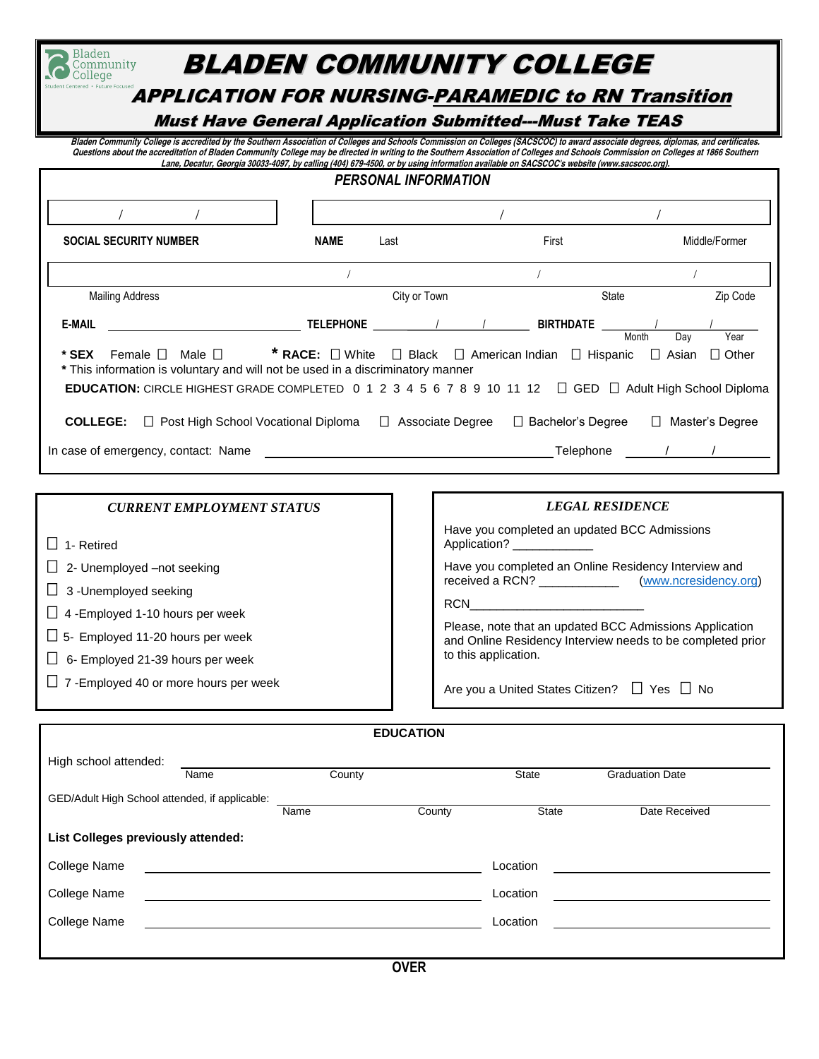Bladen Community College
Student Centered • Future Focused

# BLADEN COMMUNITY COLLEGE

## APPLICATION FOR NURSING-PARAMEDIC to RN Transition

### Must Have General Application Submitted---Must Take TEAS

*Bladen Community College is accredited by the Southern Association of Colleges and Schools Commission on Colleges (SACSCOC) to award associate degrees, diplomas, and certificates. Questions about the accreditation of Bladen Community College may be directed in writing to the Southern Association of Colleges and Schools Commission on Colleges at 1866 Southern Lane, Decatur, Georgia 30033-4097, by calling (404) 679-4500, or by using information available on SACSCOC's website (www.sacscoc.org).*

## PERSONAL INFORMATION

| / / | / / |
|---|---|
| **SOCIAL SECURITY NUMBER** | **NAME** Last / First / Middle/Former |

| / / / |
|---|
| Mailing Address / City or Town / State / Zip Code |

**E-MAIL** ______________________ **TELEPHONE** ______/______/______ **BIRTHDATE** ______/______/______ (Month / Day / Year)

**\* SEX** Female ☐ Male ☐ **\* RACE:** ☐ White ☐ Black ☐ American Indian ☐ Hispanic ☐ Asian ☐ Other

**\*** This information is voluntary and will not be used in a discriminatory manner

**EDUCATION:** CIRCLE HIGHEST GRADE COMPLETED 0 1 2 3 4 5 6 7 8 9 10 11 12 ☐ GED ☐ Adult High School Diploma

**COLLEGE:** ☐ Post High School Vocational Diploma ☐ Associate Degree ☐ Bachelor's Degree ☐ Master's Degree

In case of emergency, contact: Name ______________________ Telephone ______/______/______

### *CURRENT EMPLOYMENT STATUS*

- ☐ 1- Retired
- ☐ 2- Unemployed –not seeking
- ☐ 3 -Unemployed seeking
- ☐ 4 -Employed 1-10 hours per week
- ☐ 5- Employed 11-20 hours per week
- ☐ 6- Employed 21-39 hours per week
- ☐ 7 -Employed 40 or more hours per week

### *LEGAL RESIDENCE*

Have you completed an updated BCC Admissions Application? ___________

Have you completed an Online Residency Interview and received a RCN? ___________ (www.ncresidency.org)

RCN_________________________

Please, note that an updated BCC Admissions Application and Online Residency Interview needs to be completed prior to this application.

Are you a United States Citizen? ☐ Yes ☐ No

## EDUCATION

High school attended: ______________________
Name / County / State / Graduation Date

GED/Adult High School attended, if applicable: ______________________
Name / County / State / Date Received

**List Colleges previously attended:**

College Name ______________________ Location ______________________

College Name ______________________ Location ______________________

College Name ______________________ Location ______________________

**OVER**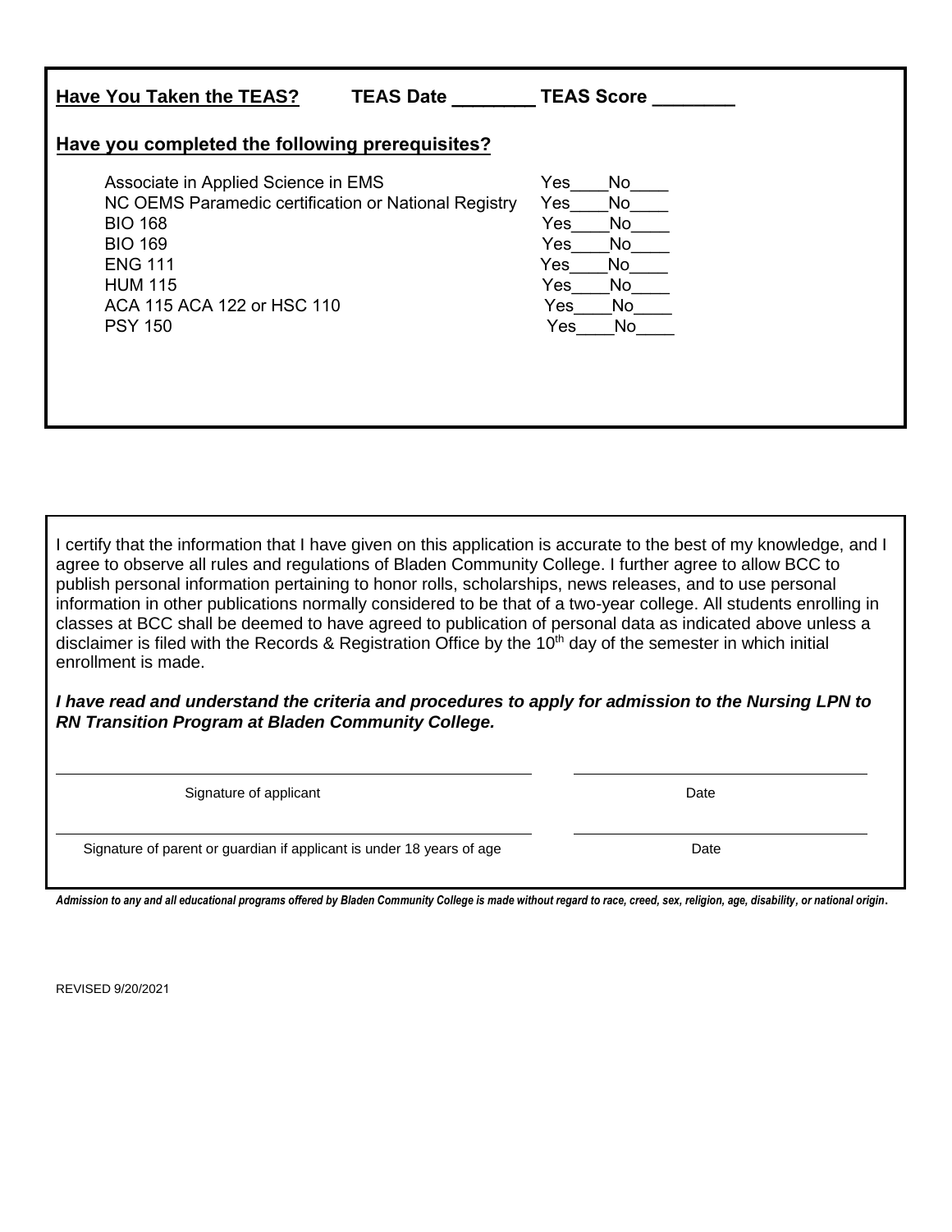**Have You Taken the TEAS?** **TEAS Date ________ TEAS Score ________**

**Have you completed the following prerequisites?**

| | |
|---|---|
| Associate in Applied Science in EMS | Yes____No____ |
| NC OEMS Paramedic certification or National Registry | Yes____No____ |
| BIO 168 | Yes____No____ |
| BIO 169 | Yes____No____ |
| ENG 111 | Yes____No____ |
| HUM 115 | Yes____No____ |
| ACA 115 ACA 122 or HSC 110 | Yes____No____ |
| PSY 150 | Yes____No____ |

I certify that the information that I have given on this application is accurate to the best of my knowledge, and I agree to observe all rules and regulations of Bladen Community College. I further agree to allow BCC to publish personal information pertaining to honor rolls, scholarships, news releases, and to use personal information in other publications normally considered to be that of a two-year college. All students enrolling in classes at BCC shall be deemed to have agreed to publication of personal data as indicated above unless a disclaimer is filed with the Records & Registration Office by the 10th day of the semester in which initial enrollment is made.

***I have read and understand the criteria and procedures to apply for admission to the Nursing LPN to RN Transition Program at Bladen Community College.***

______________________________________ ______________________

Signature of applicant Date

______________________________________ ______________________

Signature of parent or guardian if applicant is under 18 years of age Date

***Admission to any and all educational programs offered by Bladen Community College is made without regard to race, creed, sex, religion, age, disability, or national origin.***

REVISED 9/20/2021